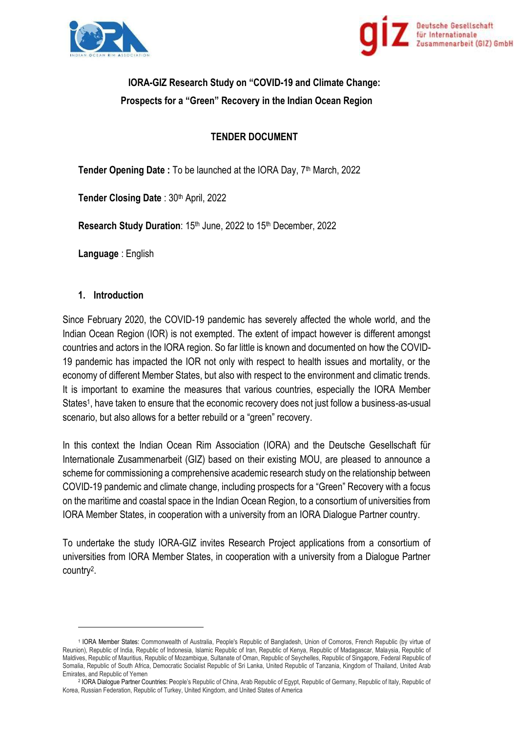**IORA-GIZ Research Study on "COVID-19 and Climate Change: Prospects for a "Green" Recovery in the Indian Ocean Region**

**TENDER DOCUMENT**

**Tender Opening Date :** To be launched at the IORA Day, 7th March, 2022

**Tender Closing Date** : 30th April, 2022

**Research Study Duration**: 15th June, 2022 to 15th December, 2022

**Language** : English

## 1. Introduction

Since February 2020, the COVID-19 pandemic has severely affected the whole world, and the Indian Ocean Region (IOR) is not exempted. The extent of impact however is different amongst countries and actors in the IORA region. So far little is known and documented on how the COVID-19 pandemic has impacted the IOR not only with respect to health issues and mortality, or the economy of different Member States, but also with respect to the environment and climatic trends. It is important to examine the measures that various countries, especially the IORA Member States[1], have taken to ensure that the economic recovery does not just follow a business-as-usual scenario, but also allows for a better rebuild or a "green" recovery.

In this context the Indian Ocean Rim Association (IORA) and the Deutsche Gesellschaft für Internationale Zusammenarbeit (GIZ) based on their existing MOU, are pleased to announce a scheme for commissioning a comprehensive academic research study on the relationship between COVID-19 pandemic and climate change, including prospects for a "Green" Recovery with a focus on the maritime and coastal space in the Indian Ocean Region, to a consortium of universities from IORA Member States, in cooperation with a university from an IORA Dialogue Partner country.

To undertake the study IORA-GIZ invites Research Project applications from a consortium of universities from IORA Member States, in cooperation with a university from a Dialogue Partner country[2].

---

[1] IORA Member States: Commonwealth of Australia, People's Republic of Bangladesh, Union of Comoros, French Republic (by virtue of Reunion), Republic of India, Republic of Indonesia, Islamic Republic of Iran, Republic of Kenya, Republic of Madagascar, Malaysia, Republic of Maldives, Republic of Mauritius, Republic of Mozambique, Sultanate of Oman, Republic of Seychelles, Republic of Singapore, Federal Republic of Somalia, Republic of South Africa, Democratic Socialist Republic of Sri Lanka, United Republic of Tanzania, Kingdom of Thailand, United Arab Emirates, and Republic of Yemen

[2] IORA Dialogue Partner Countries: People's Republic of China, Arab Republic of Egypt, Republic of Germany, Republic of Italy, Republic of Korea, Russian Federation, Republic of Turkey, United Kingdom, and United States of America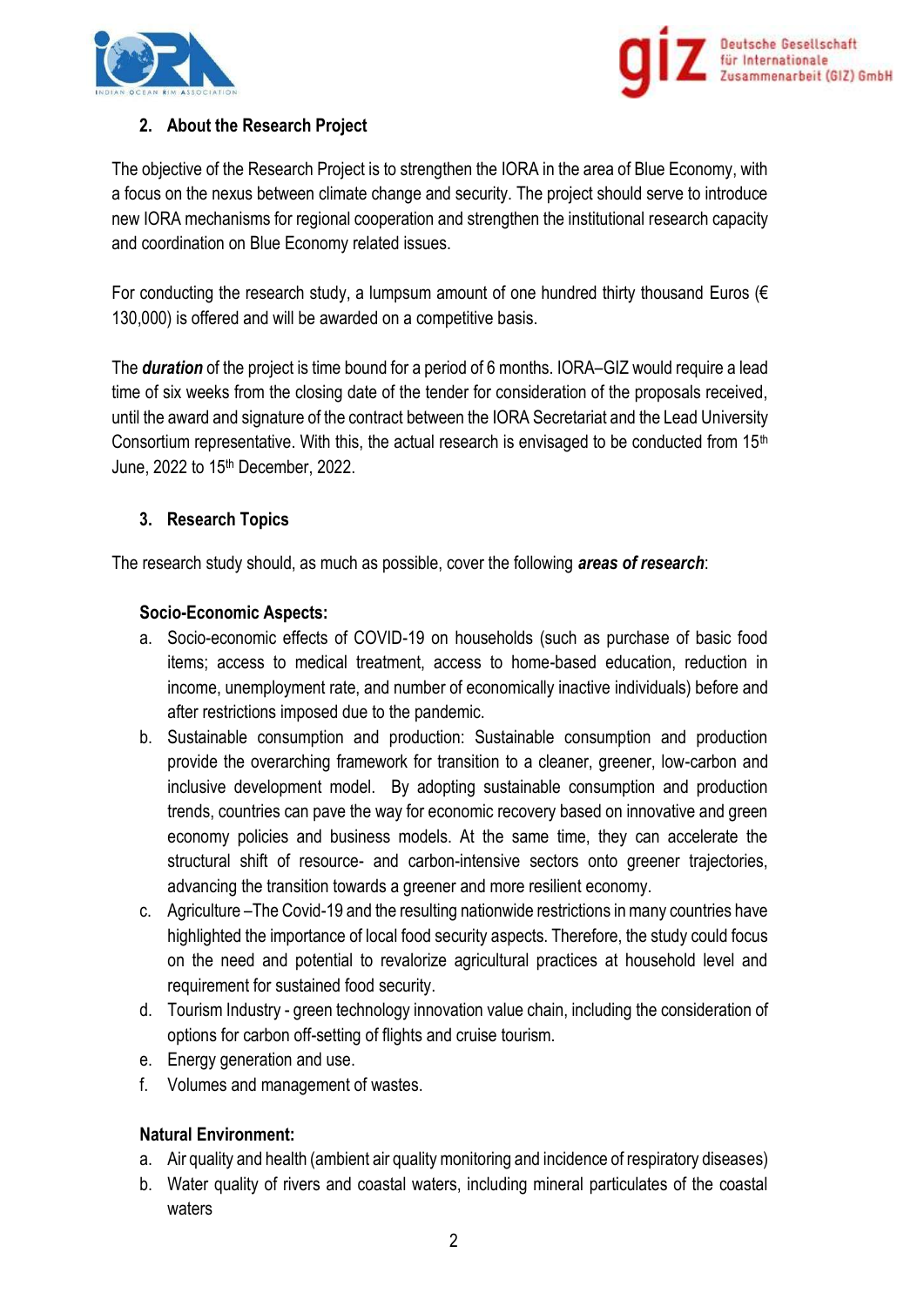## 2. About the Research Project

The objective of the Research Project is to strengthen the IORA in the area of Blue Economy, with a focus on the nexus between climate change and security. The project should serve to introduce new IORA mechanisms for regional cooperation and strengthen the institutional research capacity and coordination on Blue Economy related issues.

For conducting the research study, a lumpsum amount of one hundred thirty thousand Euros (€ 130,000) is offered and will be awarded on a competitive basis.

The ***duration*** of the project is time bound for a period of 6 months. IORA–GIZ would require a lead time of six weeks from the closing date of the tender for consideration of the proposals received, until the award and signature of the contract between the IORA Secretariat and the Lead University Consortium representative. With this, the actual research is envisaged to be conducted from 15th June, 2022 to 15th December, 2022.

## 3. Research Topics

The research study should, as much as possible, cover the following ***areas of research***:

**Socio-Economic Aspects:**

a. Socio-economic effects of COVID-19 on households (such as purchase of basic food items; access to medical treatment, access to home-based education, reduction in income, unemployment rate, and number of economically inactive individuals) before and after restrictions imposed due to the pandemic.
b. Sustainable consumption and production: Sustainable consumption and production provide the overarching framework for transition to a cleaner, greener, low-carbon and inclusive development model. By adopting sustainable consumption and production trends, countries can pave the way for economic recovery based on innovative and green economy policies and business models. At the same time, they can accelerate the structural shift of resource- and carbon-intensive sectors onto greener trajectories, advancing the transition towards a greener and more resilient economy.
c. Agriculture –The Covid-19 and the resulting nationwide restrictions in many countries have highlighted the importance of local food security aspects. Therefore, the study could focus on the need and potential to revalorize agricultural practices at household level and requirement for sustained food security.
d. Tourism Industry - green technology innovation value chain, including the consideration of options for carbon off-setting of flights and cruise tourism.
e. Energy generation and use.
f. Volumes and management of wastes.

**Natural Environment:**

a. Air quality and health (ambient air quality monitoring and incidence of respiratory diseases)
b. Water quality of rivers and coastal waters, including mineral particulates of the coastal waters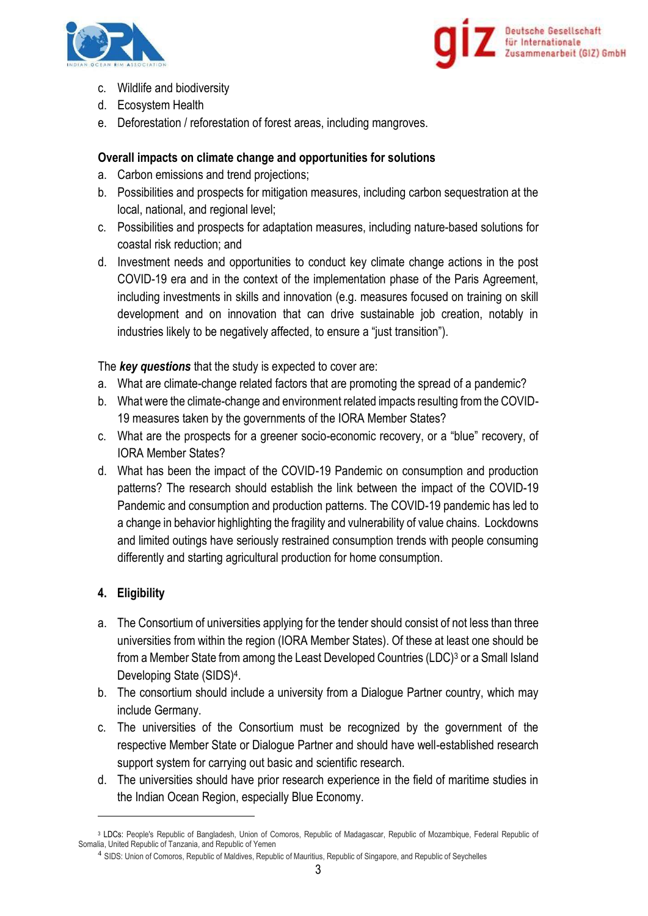c. Wildlife and biodiversity
d. Ecosystem Health
e. Deforestation / reforestation of forest areas, including mangroves.

**Overall impacts on climate change and opportunities for solutions**

a. Carbon emissions and trend projections;
b. Possibilities and prospects for mitigation measures, including carbon sequestration at the local, national, and regional level;
c. Possibilities and prospects for adaptation measures, including nature-based solutions for coastal risk reduction; and
d. Investment needs and opportunities to conduct key climate change actions in the post COVID-19 era and in the context of the implementation phase of the Paris Agreement, including investments in skills and innovation (e.g. measures focused on training on skill development and on innovation that can drive sustainable job creation, notably in industries likely to be negatively affected, to ensure a "just transition").

The ***key questions*** that the study is expected to cover are:

a. What are climate-change related factors that are promoting the spread of a pandemic?
b. What were the climate-change and environment related impacts resulting from the COVID-19 measures taken by the governments of the IORA Member States?
c. What are the prospects for a greener socio-economic recovery, or a "blue" recovery, of IORA Member States?
d. What has been the impact of the COVID-19 Pandemic on consumption and production patterns? The research should establish the link between the impact of the COVID-19 Pandemic and consumption and production patterns. The COVID-19 pandemic has led to a change in behavior highlighting the fragility and vulnerability of value chains. Lockdowns and limited outings have seriously restrained consumption trends with people consuming differently and starting agricultural production for home consumption.

## 4. Eligibility

a. The Consortium of universities applying for the tender should consist of not less than three universities from within the region (IORA Member States). Of these at least one should be from a Member State from among the Least Developed Countries (LDC)[3] or a Small Island Developing State (SIDS)[4].
b. The consortium should include a university from a Dialogue Partner country, which may include Germany.
c. The universities of the Consortium must be recognized by the government of the respective Member State or Dialogue Partner and should have well-established research support system for carrying out basic and scientific research.
d. The universities should have prior research experience in the field of maritime studies in the Indian Ocean Region, especially Blue Economy.

---

[3] LDCs: People's Republic of Bangladesh, Union of Comoros, Republic of Madagascar, Republic of Mozambique, Federal Republic of Somalia, United Republic of Tanzania, and Republic of Yemen

[4] SIDS: Union of Comoros, Republic of Maldives, Republic of Mauritius, Republic of Singapore, and Republic of Seychelles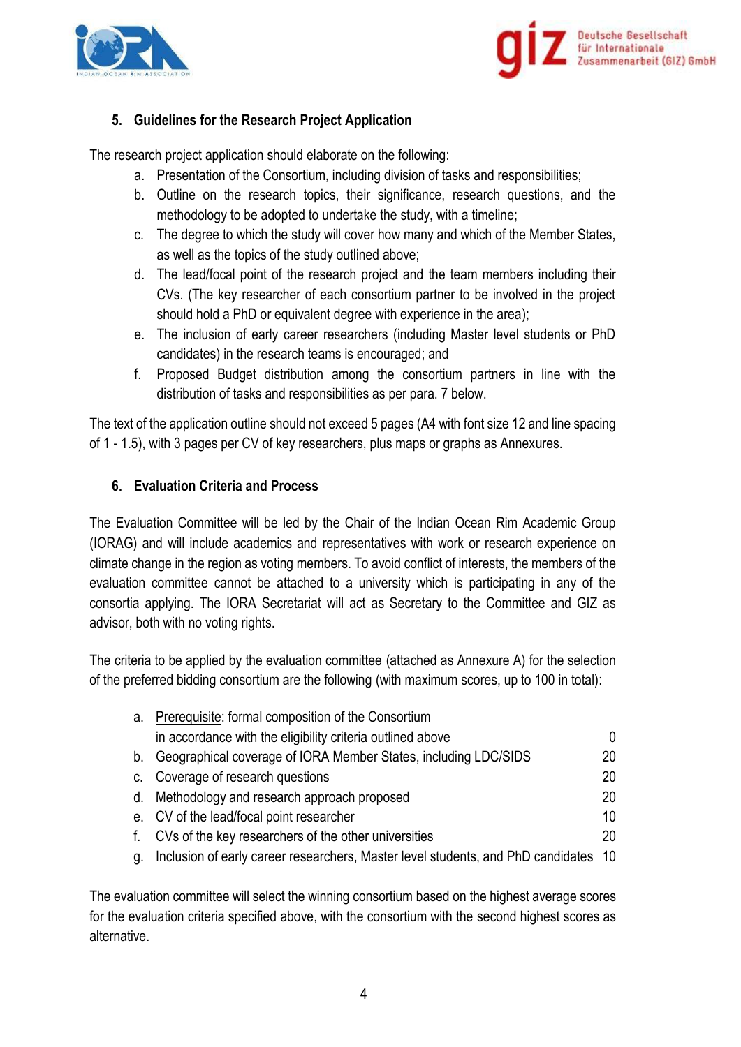## 5. Guidelines for the Research Project Application

The research project application should elaborate on the following:

a. Presentation of the Consortium, including division of tasks and responsibilities;
b. Outline on the research topics, their significance, research questions, and the methodology to be adopted to undertake the study, with a timeline;
c. The degree to which the study will cover how many and which of the Member States, as well as the topics of the study outlined above;
d. The lead/focal point of the research project and the team members including their CVs. (The key researcher of each consortium partner to be involved in the project should hold a PhD or equivalent degree with experience in the area);
e. The inclusion of early career researchers (including Master level students or PhD candidates) in the research teams is encouraged; and
f. Proposed Budget distribution among the consortium partners in line with the distribution of tasks and responsibilities as per para. 7 below.

The text of the application outline should not exceed 5 pages (A4 with font size 12 and line spacing of 1 - 1.5), with 3 pages per CV of key researchers, plus maps or graphs as Annexures.

## 6. Evaluation Criteria and Process

The Evaluation Committee will be led by the Chair of the Indian Ocean Rim Academic Group (IORAG) and will include academics and representatives with work or research experience on climate change in the region as voting members. To avoid conflict of interests, the members of the evaluation committee cannot be attached to a university which is participating in any of the consortia applying. The IORA Secretariat will act as Secretary to the Committee and GIZ as advisor, both with no voting rights.

The criteria to be applied by the evaluation committee (attached as Annexure A) for the selection of the preferred bidding consortium are the following (with maximum scores, up to 100 in total):

| | Criterion | Score |
|---|---|---|
| a. | Prerequisite: formal composition of the Consortium in accordance with the eligibility criteria outlined above | 0 |
| b. | Geographical coverage of IORA Member States, including LDC/SIDS | 20 |
| c. | Coverage of research questions | 20 |
| d. | Methodology and research approach proposed | 20 |
| e. | CV of the lead/focal point researcher | 10 |
| f. | CVs of the key researchers of the other universities | 20 |
| g. | Inclusion of early career researchers, Master level students, and PhD candidates | 10 |

The evaluation committee will select the winning consortium based on the highest average scores for the evaluation criteria specified above, with the consortium with the second highest scores as alternative.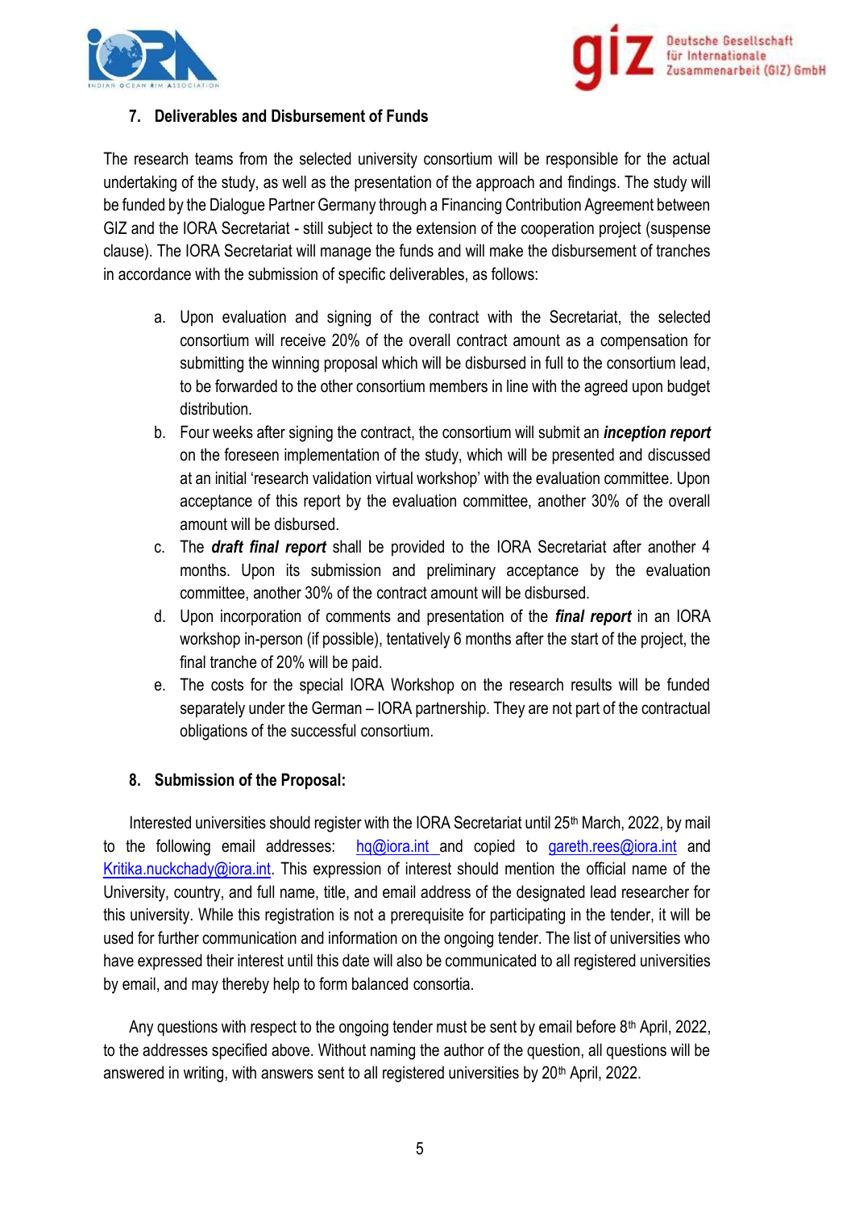## 7. Deliverables and Disbursement of Funds

The research teams from the selected university consortium will be responsible for the actual undertaking of the study, as well as the presentation of the approach and findings. The study will be funded by the Dialogue Partner Germany through a Financing Contribution Agreement between GIZ and the IORA Secretariat - still subject to the extension of the cooperation project (suspense clause). The IORA Secretariat will manage the funds and will make the disbursement of tranches in accordance with the submission of specific deliverables, as follows:

a. Upon evaluation and signing of the contract with the Secretariat, the selected consortium will receive 20% of the overall contract amount as a compensation for submitting the winning proposal which will be disbursed in full to the consortium lead, to be forwarded to the other consortium members in line with the agreed upon budget distribution.
b. Four weeks after signing the contract, the consortium will submit an ***inception report*** on the foreseen implementation of the study, which will be presented and discussed at an initial 'research validation virtual workshop' with the evaluation committee. Upon acceptance of this report by the evaluation committee, another 30% of the overall amount will be disbursed.
c. The ***draft final report*** shall be provided to the IORA Secretariat after another 4 months. Upon its submission and preliminary acceptance by the evaluation committee, another 30% of the contract amount will be disbursed.
d. Upon incorporation of comments and presentation of the ***final report*** in an IORA workshop in-person (if possible), tentatively 6 months after the start of the project, the final tranche of 20% will be paid.
e. The costs for the special IORA Workshop on the research results will be funded separately under the German – IORA partnership. They are not part of the contractual obligations of the successful consortium.

## 8. Submission of the Proposal:

Interested universities should register with the IORA Secretariat until 25th March, 2022, by mail to the following email addresses: hq@iora.int and copied to gareth.rees@iora.int and Kritika.nuckchady@iora.int. This expression of interest should mention the official name of the University, country, and full name, title, and email address of the designated lead researcher for this university. While this registration is not a prerequisite for participating in the tender, it will be used for further communication and information on the ongoing tender. The list of universities who have expressed their interest until this date will also be communicated to all registered universities by email, and may thereby help to form balanced consortia.

Any questions with respect to the ongoing tender must be sent by email before 8th April, 2022, to the addresses specified above. Without naming the author of the question, all questions will be answered in writing, with answers sent to all registered universities by 20th April, 2022.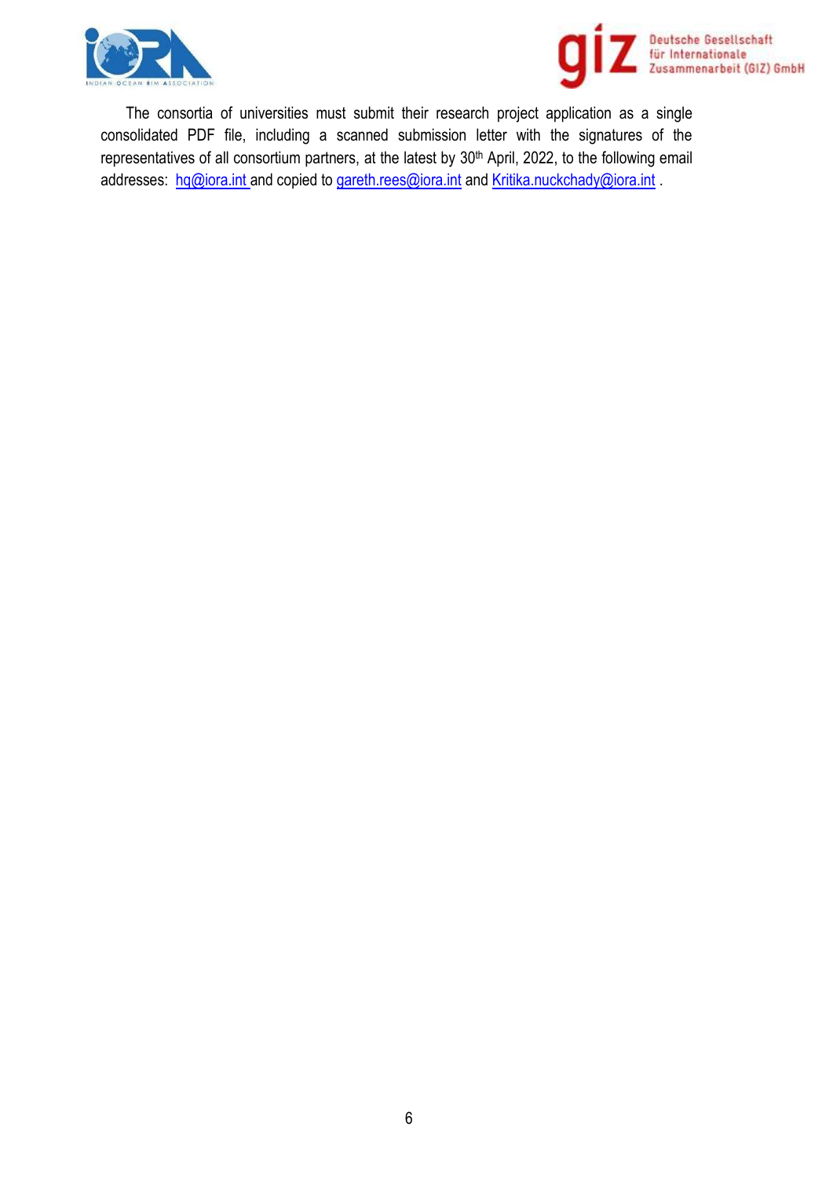The consortia of universities must submit their research project application as a single consolidated PDF file, including a scanned submission letter with the signatures of the representatives of all consortium partners, at the latest by 30th April, 2022, to the following email addresses: hq@iora.int and copied to gareth.rees@iora.int and Kritika.nuckchady@iora.int .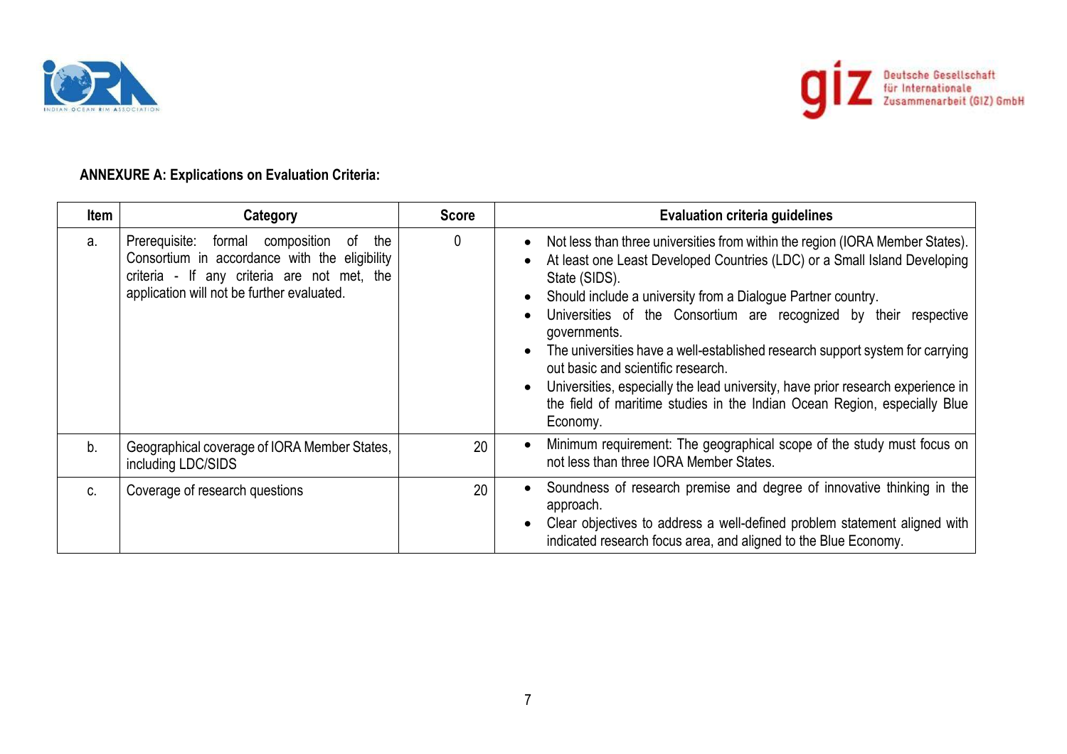**ANNEXURE A: Explications on Evaluation Criteria:**

| Item | Category | Score | Evaluation criteria guidelines |
|---|---|---|---|
| a. | Prerequisite: formal composition of the Consortium in accordance with the eligibility criteria - If any criteria are not met, the application will not be further evaluated. | 0 | • Not less than three universities from within the region (IORA Member States).<br>• At least one Least Developed Countries (LDC) or a Small Island Developing State (SIDS).<br>• Should include a university from a Dialogue Partner country.<br>• Universities of the Consortium are recognized by their respective governments.<br>• The universities have a well-established research support system for carrying out basic and scientific research.<br>• Universities, especially the lead university, have prior research experience in the field of maritime studies in the Indian Ocean Region, especially Blue Economy. |
| b. | Geographical coverage of IORA Member States, including LDC/SIDS | 20 | • Minimum requirement: The geographical scope of the study must focus on not less than three IORA Member States. |
| c. | Coverage of research questions | 20 | • Soundness of research premise and degree of innovative thinking in the approach.<br>• Clear objectives to address a well-defined problem statement aligned with indicated research focus area, and aligned to the Blue Economy. |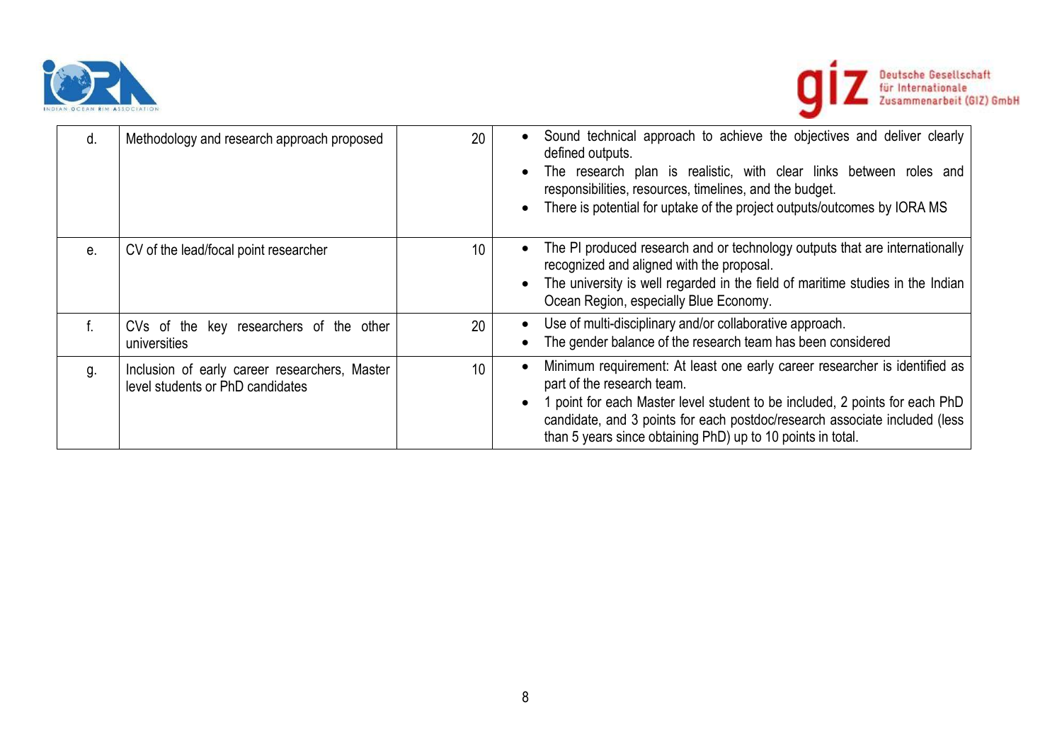| | | | |
|---|---|---|---|
| d. | Methodology and research approach proposed | 20 | • Sound technical approach to achieve the objectives and deliver clearly defined outputs.<br>• The research plan is realistic, with clear links between roles and responsibilities, resources, timelines, and the budget.<br>• There is potential for uptake of the project outputs/outcomes by IORA MS |
| e. | CV of the lead/focal point researcher | 10 | • The PI produced research and or technology outputs that are internationally recognized and aligned with the proposal.<br>• The university is well regarded in the field of maritime studies in the Indian Ocean Region, especially Blue Economy. |
| f. | CVs of the key researchers of the other universities | 20 | • Use of multi-disciplinary and/or collaborative approach.<br>• The gender balance of the research team has been considered |
| g. | Inclusion of early career researchers, Master level students or PhD candidates | 10 | • Minimum requirement: At least one early career researcher is identified as part of the research team.<br>• 1 point for each Master level student to be included, 2 points for each PhD candidate, and 3 points for each postdoc/research associate included (less than 5 years since obtaining PhD) up to 10 points in total. |